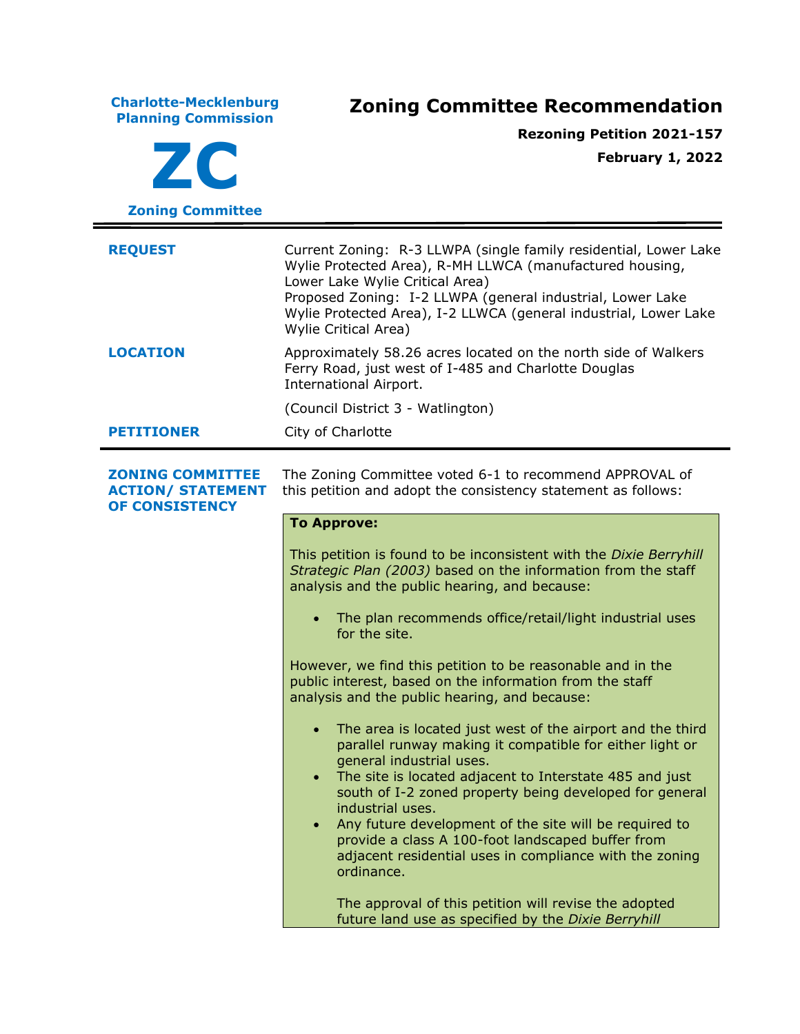**Charlotte-Mecklenburg Planning Commission**

**ZC**

**Zoning Committee**

# Zoning Committee Recommendation

**Rezoning Petition 2021-157**

**February 1, 2022**

---

**REQUEST**

Current Zoning: R-3 LLWPA (single family residential, Lower Lake Wylie Protected Area), R-MH LLWCA (manufactured housing, Lower Lake Wylie Critical Area)
Proposed Zoning: I-2 LLWPA (general industrial, Lower Lake Wylie Protected Area), I-2 LLWCA (general industrial, Lower Lake Wylie Critical Area)

**LOCATION**

Approximately 58.26 acres located on the north side of Walkers Ferry Road, just west of I-485 and Charlotte Douglas International Airport.

(Council District 3 - Watlington)

**PETITIONER**

City of Charlotte

---

**ZONING COMMITTEE ACTION/ STATEMENT OF CONSISTENCY**

The Zoning Committee voted 6-1 to recommend APPROVAL of this petition and adopt the consistency statement as follows:

**To Approve:**

This petition is found to be inconsistent with the *Dixie Berryhill Strategic Plan (2003)* based on the information from the staff analysis and the public hearing, and because:

- The plan recommends office/retail/light industrial uses for the site.

However, we find this petition to be reasonable and in the public interest, based on the information from the staff analysis and the public hearing, and because:

- The area is located just west of the airport and the third parallel runway making it compatible for either light or general industrial uses.
- The site is located adjacent to Interstate 485 and just south of I-2 zoned property being developed for general industrial uses.
- Any future development of the site will be required to provide a class A 100-foot landscaped buffer from adjacent residential uses in compliance with the zoning ordinance.

  The approval of this petition will revise the adopted future land use as specified by the *Dixie Berryhill*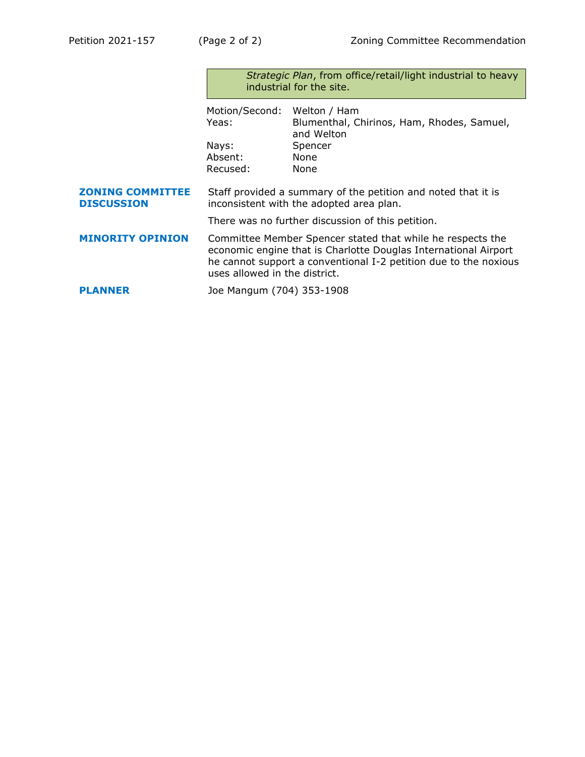*Strategic Plan*, from office/retail/light industrial to heavy industrial for the site.

| | |
|---|---|
| Motion/Second: | Welton / Ham |
| Yeas: | Blumenthal, Chirinos, Ham, Rhodes, Samuel, and Welton |
| Nays: | Spencer |
| Absent: | None |
| Recused: | None |

**ZONING COMMITTEE DISCUSSION**

Staff provided a summary of the petition and noted that it is inconsistent with the adopted area plan.

There was no further discussion of this petition.

**MINORITY OPINION**

Committee Member Spencer stated that while he respects the economic engine that is Charlotte Douglas International Airport he cannot support a conventional I-2 petition due to the noxious uses allowed in the district.

**PLANNER**

Joe Mangum (704) 353-1908